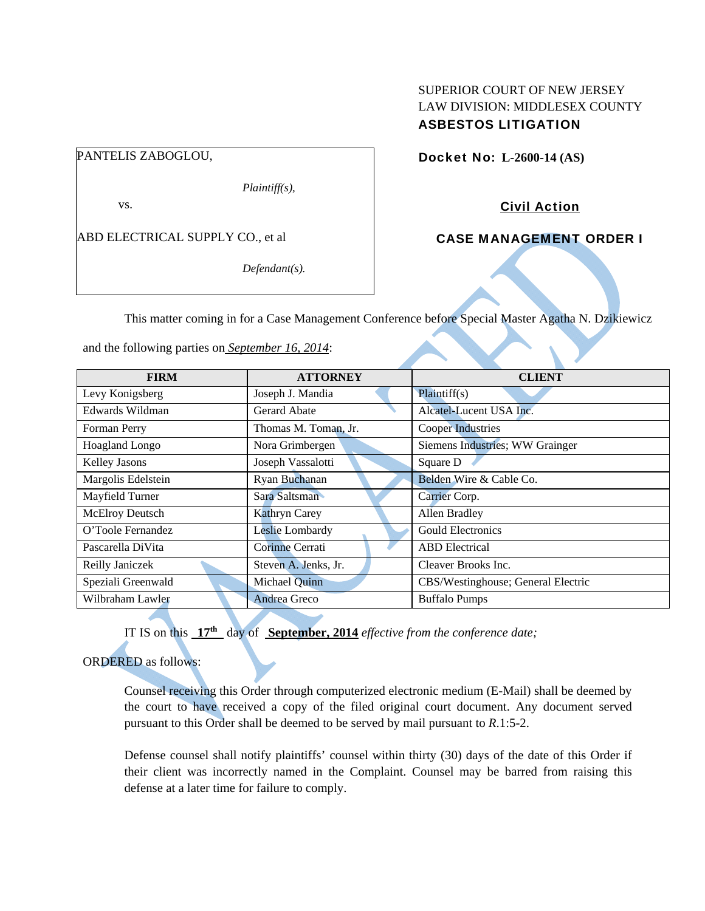SUPERIOR COURT OF NEW JERSEY
LAW DIVISION: MIDDLESEX COUNTY
**ASBESTOS LITIGATION**

PANTELIS ZABOGLOU,

*Plaintiff(s),*

vs.

ABD ELECTRICAL SUPPLY CO., et al

*Defendant(s).*

**Docket No: L-2600-14 (AS)**

**Civil Action**

**CASE MANAGEMENT ORDER I**

This matter coming in for a Case Management Conference before Special Master Agatha N. Dzikiewicz and the following parties on *September 16, 2014*:

| FIRM | ATTORNEY | CLIENT |
|---|---|---|
| Levy Konigsberg | Joseph J. Mandia | Plaintiff(s) |
| Edwards Wildman | Gerard Abate | Alcatel-Lucent USA Inc. |
| Forman Perry | Thomas M. Toman, Jr. | Cooper Industries |
| Hoagland Longo | Nora Grimbergen | Siemens Industries; WW Grainger |
| Kelley Jasons | Joseph Vassalotti | Square D |
| Margolis Edelstein | Ryan Buchanan | Belden Wire & Cable Co. |
| Mayfield Turner | Sara Saltsman | Carrier Corp. |
| McElroy Deutsch | Kathryn Carey | Allen Bradley |
| O'Toole Fernandez | Leslie Lombardy | Gould Electronics |
| Pascarella DiVita | Corinne Cerrati | ABD Electrical |
| Reilly Janiczek | Steven A. Jenks, Jr. | Cleaver Brooks Inc. |
| Speziali Greenwald | Michael Quinn | CBS/Westinghouse; General Electric |
| Wilbraham Lawler | Andrea Greco | Buffalo Pumps |

IT IS on this **17th** day of **September, 2014** *effective from the conference date;*

ORDERED as follows:

Counsel receiving this Order through computerized electronic medium (E-Mail) shall be deemed by the court to have received a copy of the filed original court document. Any document served pursuant to this Order shall be deemed to be served by mail pursuant to *R*.1:5-2.

Defense counsel shall notify plaintiffs' counsel within thirty (30) days of the date of this Order if their client was incorrectly named in the Complaint. Counsel may be barred from raising this defense at a later time for failure to comply.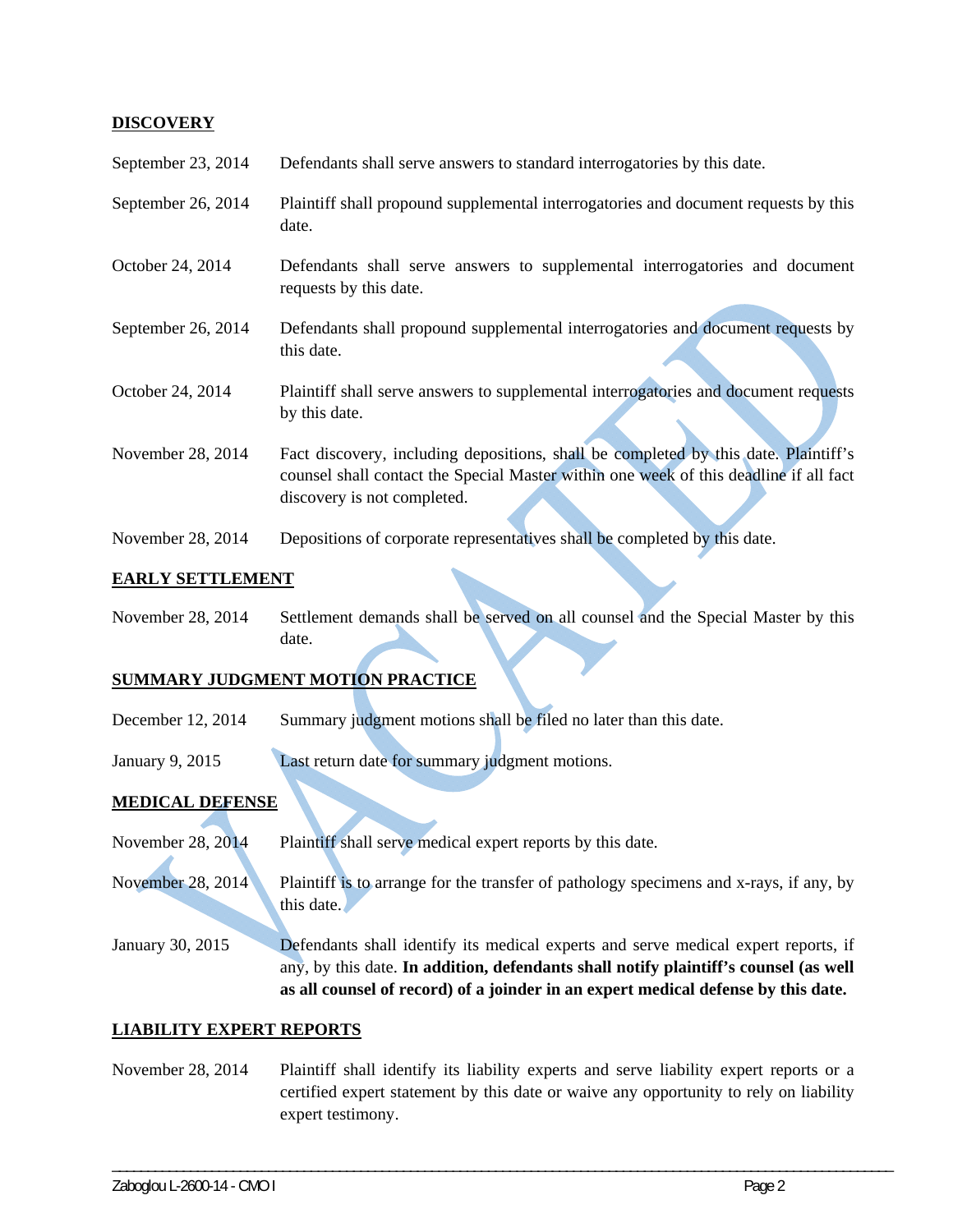## DISCOVERY

| | |
|---|---|
| September 23, 2014 | Defendants shall serve answers to standard interrogatories by this date. |
| September 26, 2014 | Plaintiff shall propound supplemental interrogatories and document requests by this date. |
| October 24, 2014 | Defendants shall serve answers to supplemental interrogatories and document requests by this date. |
| September 26, 2014 | Defendants shall propound supplemental interrogatories and document requests by this date. |
| October 24, 2014 | Plaintiff shall serve answers to supplemental interrogatories and document requests by this date. |
| November 28, 2014 | Fact discovery, including depositions, shall be completed by this date. Plaintiff's counsel shall contact the Special Master within one week of this deadline if all fact discovery is not completed. |
| November 28, 2014 | Depositions of corporate representatives shall be completed by this date. |

## EARLY SETTLEMENT

| | |
|---|---|
| November 28, 2014 | Settlement demands shall be served on all counsel and the Special Master by this date. |

## SUMMARY JUDGMENT MOTION PRACTICE

| | |
|---|---|
| December 12, 2014 | Summary judgment motions shall be filed no later than this date. |
| January 9, 2015 | Last return date for summary judgment motions. |

## MEDICAL DEFENSE

| | |
|---|---|
| November 28, 2014 | Plaintiff shall serve medical expert reports by this date. |
| November 28, 2014 | Plaintiff is to arrange for the transfer of pathology specimens and x-rays, if any, by this date. |
| January 30, 2015 | Defendants shall identify its medical experts and serve medical expert reports, if any, by this date. **In addition, defendants shall notify plaintiff's counsel (as well as all counsel of record) of a joinder in an expert medical defense by this date.** |

## LIABILITY EXPERT REPORTS

| | |
|---|---|
| November 28, 2014 | Plaintiff shall identify its liability experts and serve liability expert reports or a certified expert statement by this date or waive any opportunity to rely on liability expert testimony. |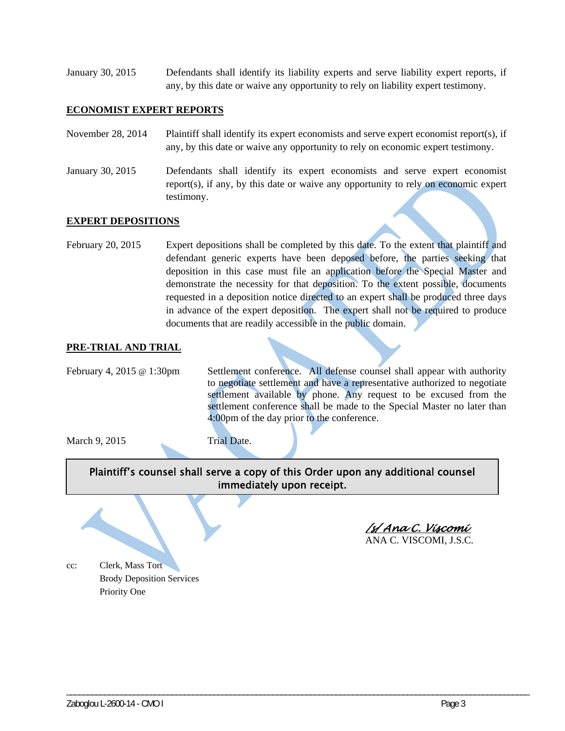January 30, 2015 — Defendants shall identify its liability experts and serve liability expert reports, if any, by this date or waive any opportunity to rely on liability expert testimony.

**ECONOMIST EXPERT REPORTS**

November 28, 2014 — Plaintiff shall identify its expert economists and serve expert economist report(s), if any, by this date or waive any opportunity to rely on economic expert testimony.

January 30, 2015 — Defendants shall identify its expert economists and serve expert economist report(s), if any, by this date or waive any opportunity to rely on economic expert testimony.

**EXPERT DEPOSITIONS**

February 20, 2015 — Expert depositions shall be completed by this date. To the extent that plaintiff and defendant generic experts have been deposed before, the parties seeking that deposition in this case must file an application before the Special Master and demonstrate the necessity for that deposition. To the extent possible, documents requested in a deposition notice directed to an expert shall be produced three days in advance of the expert deposition. The expert shall not be required to produce documents that are readily accessible in the public domain.

**PRE-TRIAL AND TRIAL**

February 4, 2015 @ 1:30pm — Settlement conference. All defense counsel shall appear with authority to negotiate settlement and have a representative authorized to negotiate settlement available by phone. Any request to be excused from the settlement conference shall be made to the Special Master no later than 4:00pm of the day prior to the conference.

March 9, 2015 — Trial Date.

**Plaintiff's counsel shall serve a copy of this Order upon any additional counsel immediately upon receipt.**

/s/ Ana C. Viscomi
ANA C. VISCOMI, J.S.C.

cc: Clerk, Mass Tort
Brody Deposition Services
Priority One

VACATED